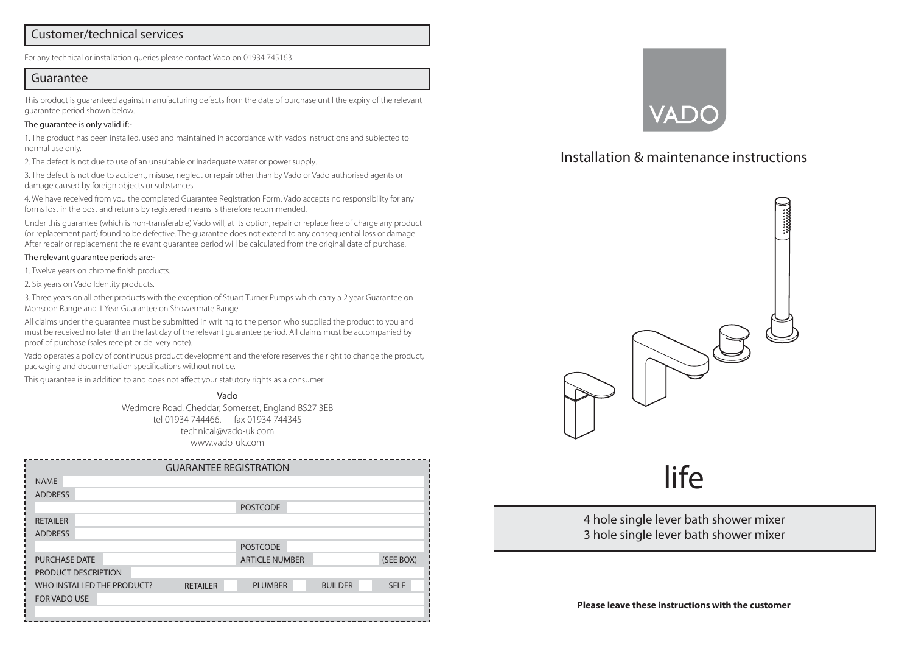## Customer/technical services

For any technical or installation queries please contact Vado on 01934 745163.

## Guarantee

This product is guaranteed against manufacturing defects from the date of purchase until the expiry of the relevant guarantee period shown below.

The guarantee is only valid if:-

1. The product has been installed, used and maintained in accordance with Vado's instructions and subjected to normal use only.

2. The defect is not due to use of an unsuitable or inadequate water or power supply.

3. The defect is not due to accident, misuse, neglect or repair other than by Vado or Vado authorised agents or damage caused by foreign objects or substances.

4. We have received from you the completed Guarantee Registration Form. Vado accepts no responsibility for any forms lost in the post and returns by registered means is therefore recommended.

Under this guarantee (which is non-transferable) Vado will, at its option, repair or replace free of charge any product (or replacement part) found to be defective. The guarantee does not extend to any consequential loss or damage. After repair or replacement the relevant guarantee period will be calculated from the original date of purchase.

The relevant guarantee periods are:-

1. Twelve years on chrome finish products.

2. Six years on Vado Identity products.

3. Three years on all other products with the exception of Stuart Turner Pumps which carry a 2 year Guarantee on Monsoon Range and 1 Year Guarantee on Showermate Range.

All claims under the guarantee must be submitted in writing to the person who supplied the product to you and must be received no later than the last day of the relevant guarantee period. All claims must be accompanied by proof of purchase (sales receipt or delivery note).

Vado operates a policy of continuous product development and therefore reserves the right to change the product, packaging and documentation specifications without notice.

This guarantee is in addition to and does not affect your statutory rights as a consumer.

Vado
Wedmore Road, Cheddar, Somerset, England BS27 3EB
tel 01934 744466. fax 01934 744345
technical@vado-uk.com
www.vado-uk.com

| GUARANTEE REGISTRATION | | | | | | | |
|---|---|---|---|---|---|---|---|
| NAME | | | | | | | |
| ADDRESS | | | | | | | |
| | | | POSTCODE | | | | |
| RETAILER | | | | | | | |
| ADDRESS | | | | | | | |
| | | | POSTCODE | | | | |
| PURCHASE DATE | | | ARTICLE NUMBER | | | | (SEE BOX) |
| PRODUCT DESCRIPTION | | | | | | | |
| WHO INSTALLED THE PRODUCT? | | RETAILER | PLUMBER | | BUILDER | | SELF |
| FOR VADO USE | | | | | | | |

VADO

# Installation & maintenance instructions

# life

4 hole single lever bath shower mixer
3 hole single lever bath shower mixer

**Please leave these instructions with the customer**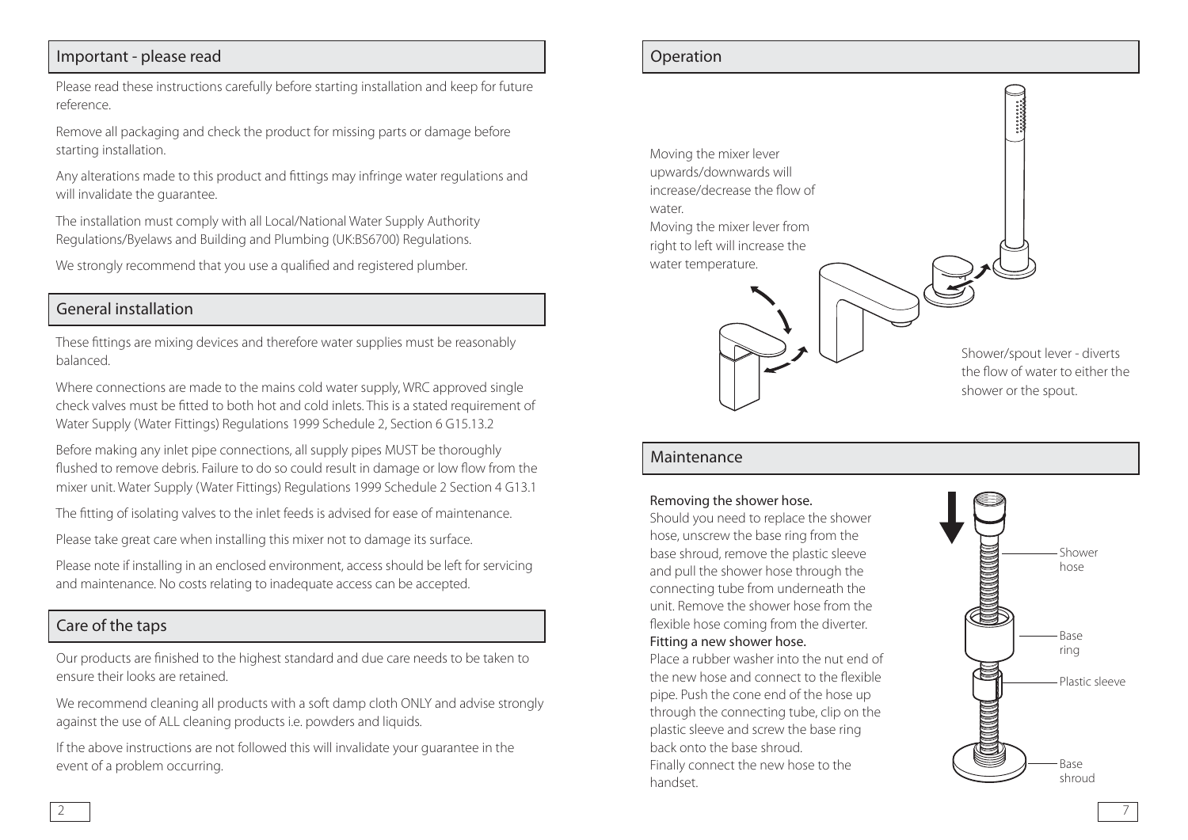## Important - please read

Please read these instructions carefully before starting installation and keep for future reference.

Remove all packaging and check the product for missing parts or damage before starting installation.

Any alterations made to this product and fittings may infringe water regulations and will invalidate the guarantee.

The installation must comply with all Local/National Water Supply Authority Regulations/Byelaws and Building and Plumbing (UK:BS6700) Regulations.

We strongly recommend that you use a qualified and registered plumber.

## General installation

These fittings are mixing devices and therefore water supplies must be reasonably balanced.

Where connections are made to the mains cold water supply, WRC approved single check valves must be fitted to both hot and cold inlets. This is a stated requirement of Water Supply (Water Fittings) Regulations 1999 Schedule 2, Section 6 G15.13.2

Before making any inlet pipe connections, all supply pipes MUST be thoroughly flushed to remove debris. Failure to do so could result in damage or low flow from the mixer unit. Water Supply (Water Fittings) Regulations 1999 Schedule 2 Section 4 G13.1

The fitting of isolating valves to the inlet feeds is advised for ease of maintenance.

Please take great care when installing this mixer not to damage its surface.

Please note if installing in an enclosed environment, access should be left for servicing and maintenance. No costs relating to inadequate access can be accepted.

## Care of the taps

Our products are finished to the highest standard and due care needs to be taken to ensure their looks are retained.

We recommend cleaning all products with a soft damp cloth ONLY and advise strongly against the use of ALL cleaning products i.e. powders and liquids.

If the above instructions are not followed this will invalidate your guarantee in the event of a problem occurring.

## Operation

Moving the mixer lever upwards/downwards will increase/decrease the flow of water.
Moving the mixer lever from right to left will increase the water temperature.

Shower/spout lever - diverts the flow of water to either the shower or the spout.

## Maintenance

**Removing the shower hose.**
Should you need to replace the shower hose, unscrew the base ring from the base shroud, remove the plastic sleeve and pull the shower hose through the connecting tube from underneath the unit. Remove the shower hose from the flexible hose coming from the diverter.

**Fitting a new shower hose.**
Place a rubber washer into the nut end of the new hose and connect to the flexible pipe. Push the cone end of the hose up through the connecting tube, clip on the plastic sleeve and screw the base ring back onto the base shroud.
Finally connect the new hose to the handset.

Shower hose

Base ring

Plastic sleeve

Base shroud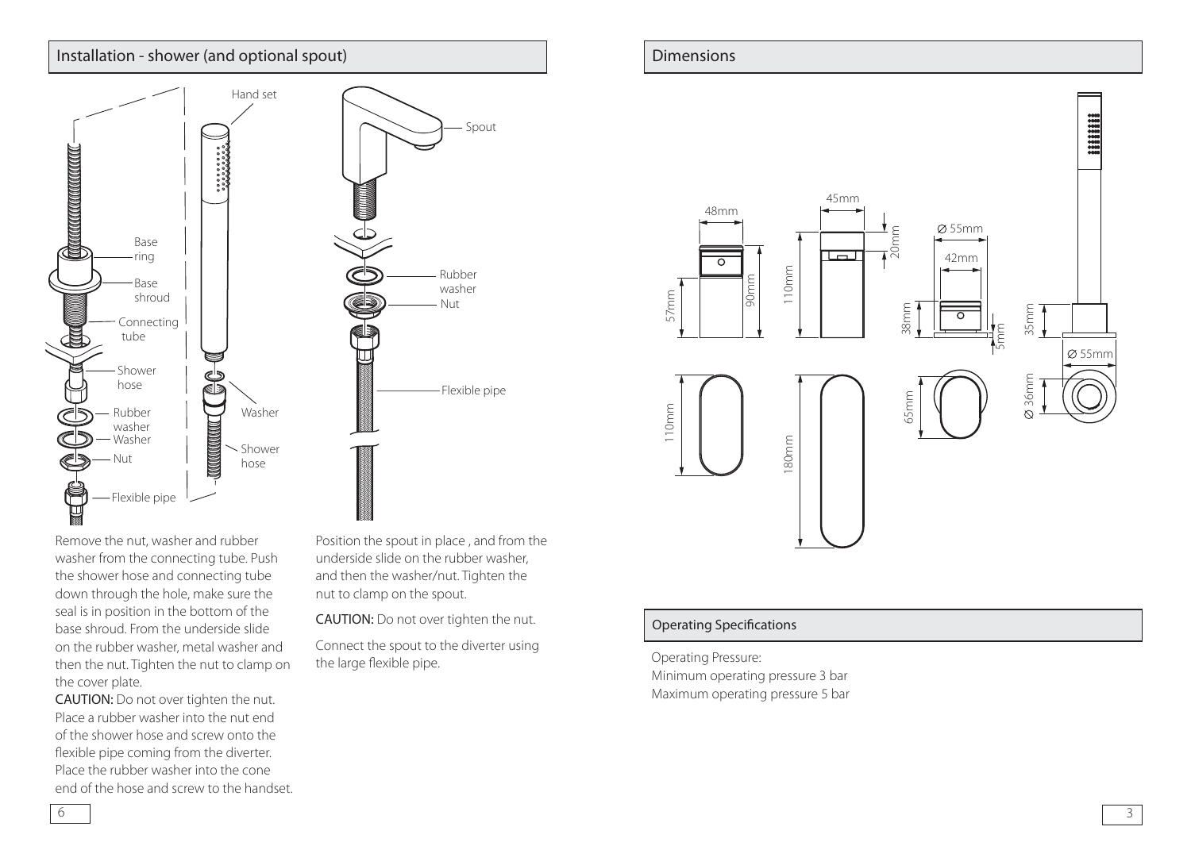## Installation - shower (and optional spout)

Remove the nut, washer and rubber washer from the connecting tube. Push the shower hose and connecting tube down through the hole, make sure the seal is in position in the bottom of the base shroud. From the underside slide on the rubber washer, metal washer and then the nut. Tighten the nut to clamp on the cover plate.

**CAUTION:** Do not over tighten the nut.

Place a rubber washer into the nut end of the shower hose and screw onto the flexible pipe coming from the diverter. Place the rubber washer into the cone end of the hose and screw to the handset.

Position the spout in place , and from the underside slide on the rubber washer, and then the washer/nut. Tighten the nut to clamp on the spout.

**CAUTION:** Do not over tighten the nut.

Connect the spout to the diverter using the large flexible pipe.

## Dimensions

## Operating Specifications

Operating Pressure:

Minimum operating pressure 3 bar

Maximum operating pressure 5 bar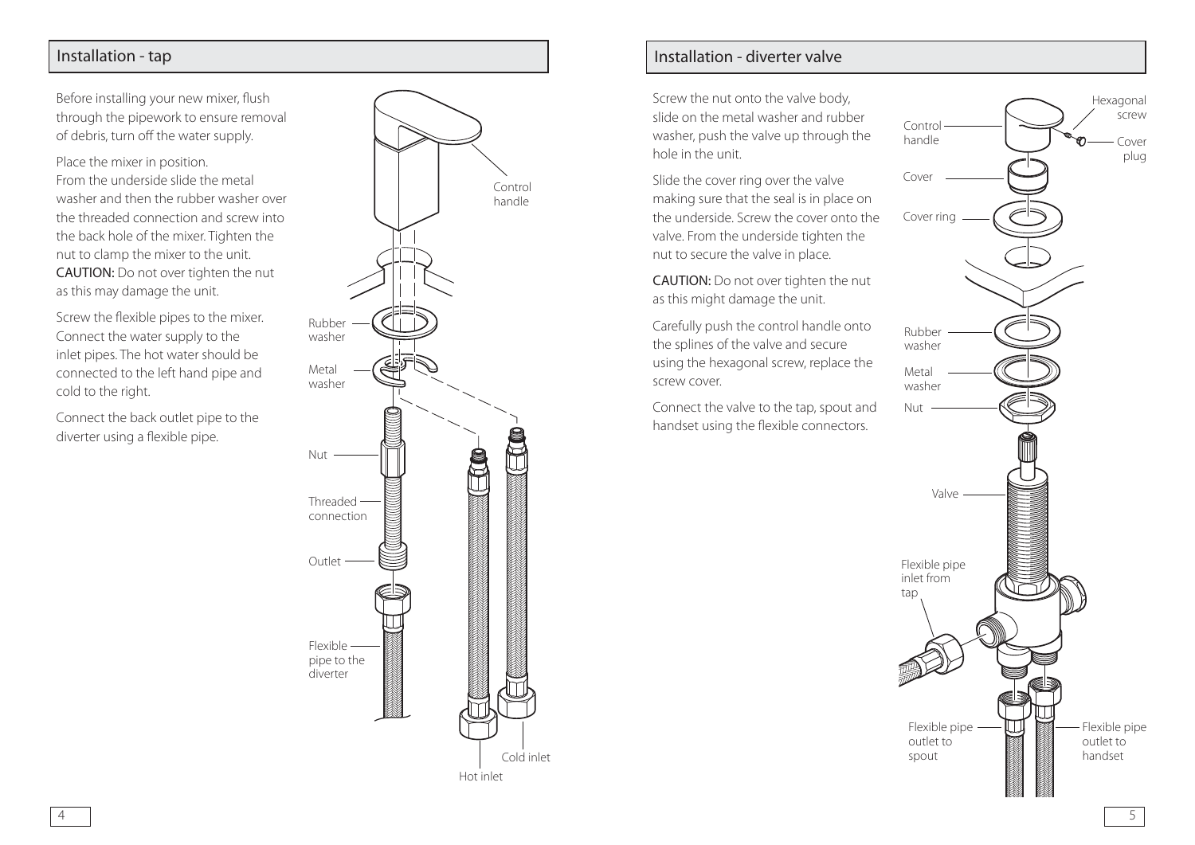## Installation - tap

Before installing your new mixer, flush through the pipework to ensure removal of debris, turn off the water supply.

Place the mixer in position.
From the underside slide the metal washer and then the rubber washer over the threaded connection and screw into the back hole of the mixer. Tighten the nut to clamp the mixer to the unit.
**CAUTION:** Do not over tighten the nut as this may damage the unit.

Screw the flexible pipes to the mixer. Connect the water supply to the inlet pipes. The hot water should be connected to the left hand pipe and cold to the right.

Connect the back outlet pipe to the diverter using a flexible pipe.

Control handle

Rubber washer

Metal washer

Nut

Threaded connection

Outlet

Flexible pipe to the diverter

Cold inlet

Hot inlet

## Installation - diverter valve

Screw the nut onto the valve body, slide on the metal washer and rubber washer, push the valve up through the hole in the unit.

Slide the cover ring over the valve making sure that the seal is in place on the underside. Screw the cover onto the valve. From the underside tighten the nut to secure the valve in place.

**CAUTION:** Do not over tighten the nut as this might damage the unit.

Carefully push the control handle onto the splines of the valve and secure using the hexagonal screw, replace the screw cover.

Connect the valve to the tap, spout and handset using the flexible connectors.

Hexagonal screw

Control handle

Cover plug

Cover

Cover ring

Rubber washer

Metal washer

Nut

Valve

Flexible pipe inlet from tap

Flexible pipe outlet to spout

Flexible pipe outlet to handset